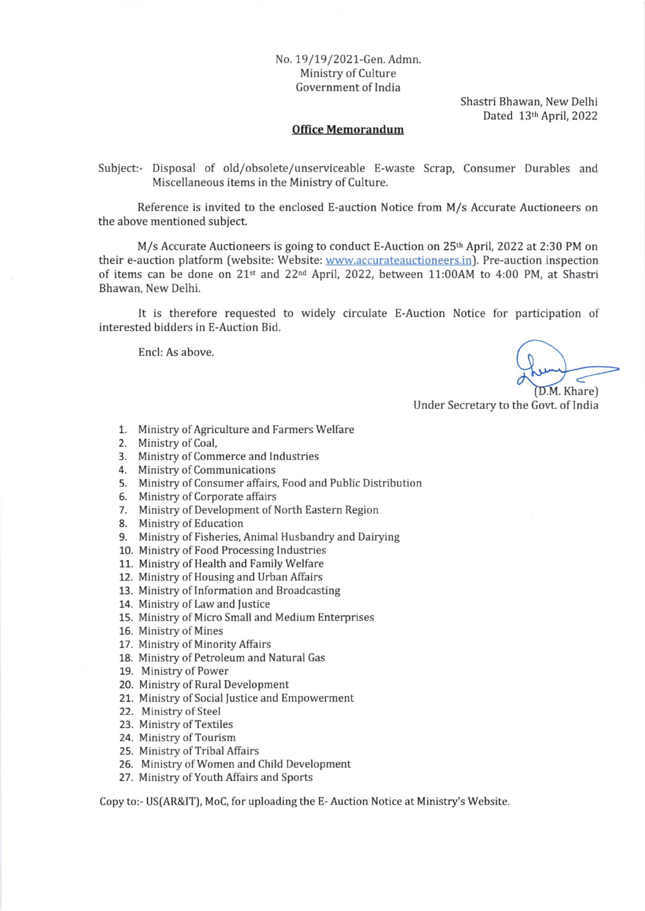No. 19/19/2021-Gen. Admn.
Ministry of Culture
Government of India

Shastri Bhawan, New Delhi
Dated 13th April, 2022

**Office Memorandum**

Subject:- Disposal of old/obsolete/unserviceable E-waste Scrap, Consumer Durables and Miscellaneous items in the Ministry of Culture.

Reference is invited to the enclosed E-auction Notice from M/s Accurate Auctioneers on the above mentioned subject.

M/s Accurate Auctioneers is going to conduct E-Auction on 25th April, 2022 at 2:30 PM on their e-auction platform (website: Website: www.accurateauctioneers.in). Pre-auction inspection of items can be done on 21st and 22nd April, 2022, between 11:00AM to 4:00 PM, at Shastri Bhawan, New Delhi.

It is therefore requested to widely circulate E-Auction Notice for participation of interested bidders in E-Auction Bid.

Encl: As above.

(D.M. Khare)
Under Secretary to the Govt. of India

1. Ministry of Agriculture and Farmers Welfare
2. Ministry of Coal,
3. Ministry of Commerce and Industries
4. Ministry of Communications
5. Ministry of Consumer affairs, Food and Public Distribution
6. Ministry of Corporate affairs
7. Ministry of Development of North Eastern Region
8. Ministry of Education
9. Ministry of Fisheries, Animal Husbandry and Dairying
10. Ministry of Food Processing Industries
11. Ministry of Health and Family Welfare
12. Ministry of Housing and Urban Affairs
13. Ministry of Information and Broadcasting
14. Ministry of Law and Justice
15. Ministry of Micro Small and Medium Enterprises
16. Ministry of Mines
17. Ministry of Minority Affairs
18. Ministry of Petroleum and Natural Gas
19. Ministry of Power
20. Ministry of Rural Development
21. Ministry of Social Justice and Empowerment
22. Ministry of Steel
23. Ministry of Textiles
24. Ministry of Tourism
25. Ministry of Tribal Affairs
26. Ministry of Women and Child Development
27. Ministry of Youth Affairs and Sports

Copy to:- US(AR&IT), MoC, for uploading the E- Auction Notice at Ministry's Website.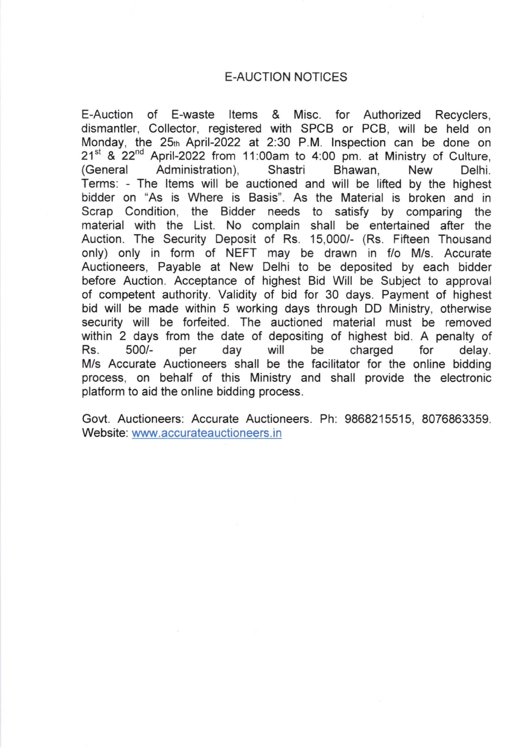# E-AUCTION NOTICES

E-Auction of E-waste Items & Misc. for Authorized Recyclers, dismantler, Collector, registered with SPCB or PCB, will be held on Monday, the 25th April-2022 at 2:30 P.M. Inspection can be done on 21st & 22nd April-2022 from 11:00am to 4:00 pm. at Ministry of Culture, (General Administration), Shastri Bhawan, New Delhi. Terms: - The Items will be auctioned and will be lifted by the highest bidder on "As is Where is Basis". As the Material is broken and in Scrap Condition, the Bidder needs to satisfy by comparing the material with the List. No complain shall be entertained after the Auction. The Security Deposit of Rs. 15,000/- (Rs. Fifteen Thousand only) only in form of NEFT may be drawn in f/o M/s. Accurate Auctioneers, Payable at New Delhi to be deposited by each bidder before Auction. Acceptance of highest Bid Will be Subject to approval of competent authority. Validity of bid for 30 days. Payment of highest bid will be made within 5 working days through DD Ministry, otherwise security will be forfeited. The auctioned material must be removed within 2 days from the date of depositing of highest bid. A penalty of Rs. 500/- per day will be charged for delay. M/s Accurate Auctioneers shall be the facilitator for the online bidding process, on behalf of this Ministry and shall provide the electronic platform to aid the online bidding process.

Govt. Auctioneers: Accurate Auctioneers. Ph: 9868215515, 8076863359. Website: www.accurateauctioneers.in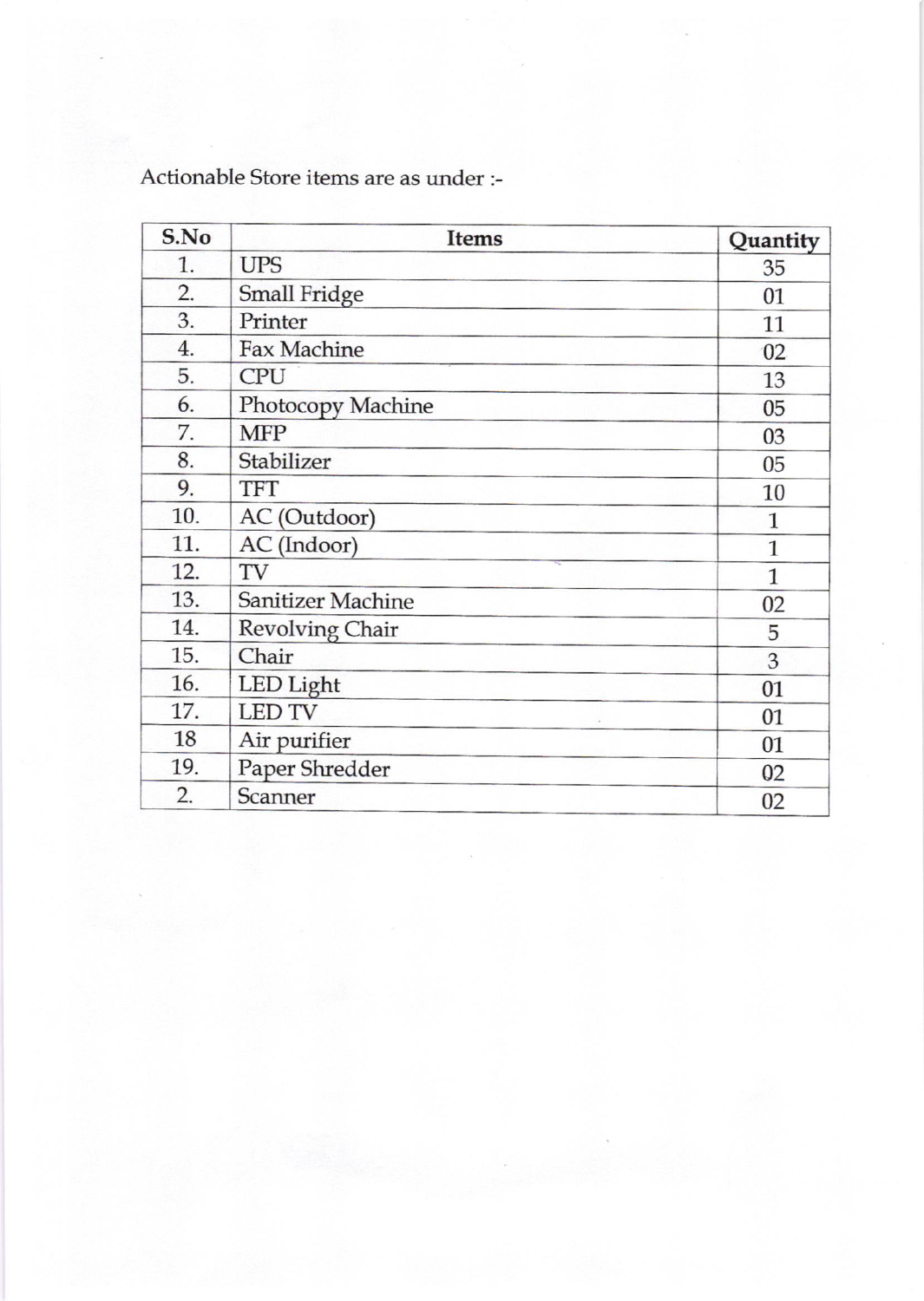Actionable Store items are as under :-

| S.No | Items | Quantity |
|---|---|---|
| 1. | UPS | 35 |
| 2. | Small Fridge | 01 |
| 3. | Printer | 11 |
| 4. | Fax Machine | 02 |
| 5. | CPU | 13 |
| 6. | Photocopy Machine | 05 |
| 7. | MFP | 03 |
| 8. | Stabilizer | 05 |
| 9. | TFT | 10 |
| 10. | AC (Outdoor) | 1 |
| 11. | AC (Indoor) | 1 |
| 12. | TV | 1 |
| 13. | Sanitizer Machine | 02 |
| 14. | Revolving Chair | 5 |
| 15. | Chair | 3 |
| 16. | LED Light | 01 |
| 17. | LED TV | 01 |
| 18 | Air purifier | 01 |
| 19. | Paper Shredder | 02 |
| 2. | Scanner | 02 |